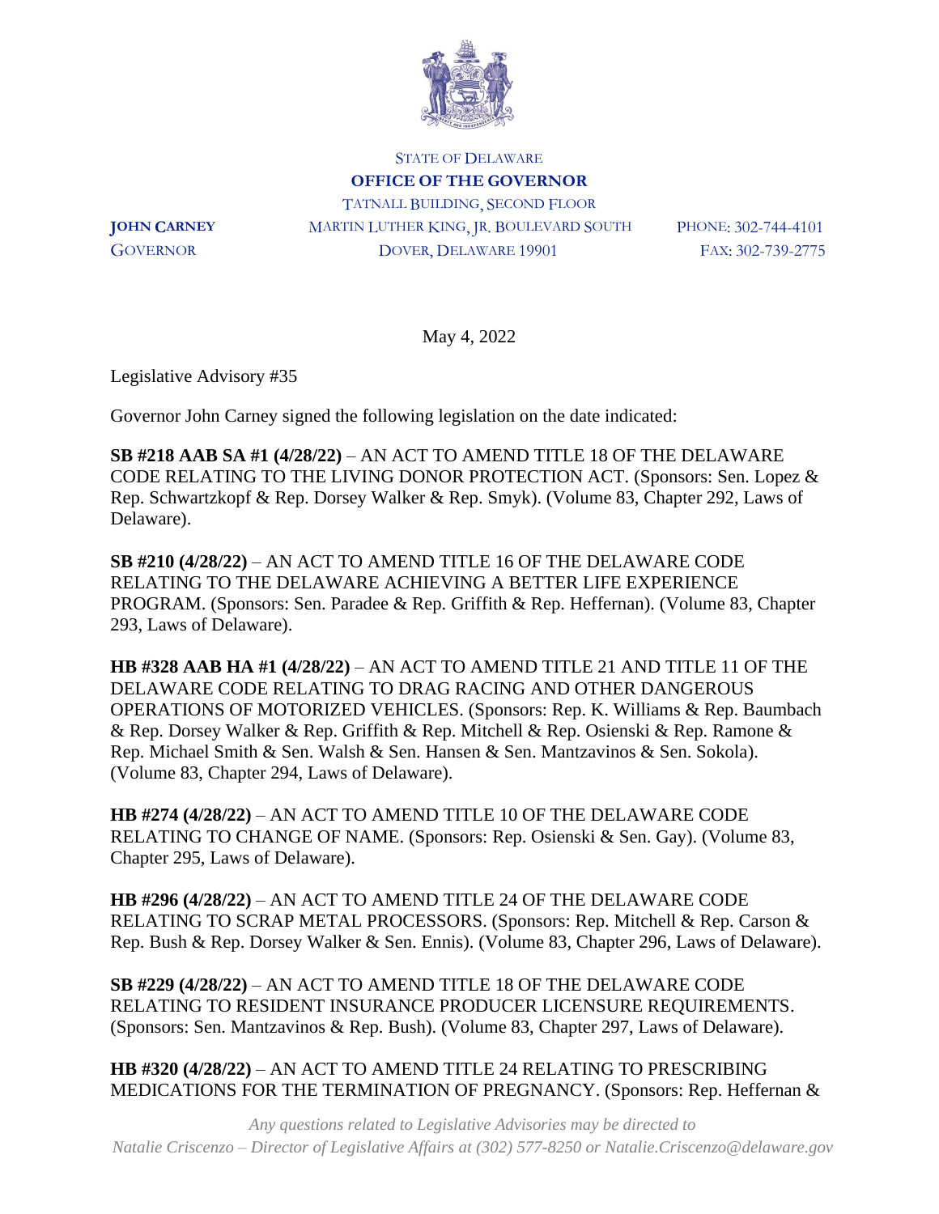STATE OF DELAWARE
**OFFICE OF THE GOVERNOR**
TATNALL BUILDING, SECOND FLOOR
MARTIN LUTHER KING, JR. BOULEVARD SOUTH
DOVER, DELAWARE 19901

**JOHN CARNEY**
GOVERNOR

PHONE: 302-744-4101
FAX: 302-739-2775

May 4, 2022

Legislative Advisory #35

Governor John Carney signed the following legislation on the date indicated:

**SB #218 AAB SA #1 (4/28/22)** – AN ACT TO AMEND TITLE 18 OF THE DELAWARE CODE RELATING TO THE LIVING DONOR PROTECTION ACT. (Sponsors: Sen. Lopez & Rep. Schwartzkopf & Rep. Dorsey Walker & Rep. Smyk). (Volume 83, Chapter 292, Laws of Delaware).

**SB #210 (4/28/22)** – AN ACT TO AMEND TITLE 16 OF THE DELAWARE CODE RELATING TO THE DELAWARE ACHIEVING A BETTER LIFE EXPERIENCE PROGRAM. (Sponsors: Sen. Paradee & Rep. Griffith & Rep. Heffernan). (Volume 83, Chapter 293, Laws of Delaware).

**HB #328 AAB HA #1 (4/28/22)** – AN ACT TO AMEND TITLE 21 AND TITLE 11 OF THE DELAWARE CODE RELATING TO DRAG RACING AND OTHER DANGEROUS OPERATIONS OF MOTORIZED VEHICLES. (Sponsors: Rep. K. Williams & Rep. Baumbach & Rep. Dorsey Walker & Rep. Griffith & Rep. Mitchell & Rep. Osienski & Rep. Ramone & Rep. Michael Smith & Sen. Walsh & Sen. Hansen & Sen. Mantzavinos & Sen. Sokola). (Volume 83, Chapter 294, Laws of Delaware).

**HB #274 (4/28/22)** – AN ACT TO AMEND TITLE 10 OF THE DELAWARE CODE RELATING TO CHANGE OF NAME. (Sponsors: Rep. Osienski & Sen. Gay). (Volume 83, Chapter 295, Laws of Delaware).

**HB #296 (4/28/22)** – AN ACT TO AMEND TITLE 24 OF THE DELAWARE CODE RELATING TO SCRAP METAL PROCESSORS. (Sponsors: Rep. Mitchell & Rep. Carson & Rep. Bush & Rep. Dorsey Walker & Sen. Ennis). (Volume 83, Chapter 296, Laws of Delaware).

**SB #229 (4/28/22)** – AN ACT TO AMEND TITLE 18 OF THE DELAWARE CODE RELATING TO RESIDENT INSURANCE PRODUCER LICENSURE REQUIREMENTS. (Sponsors: Sen. Mantzavinos & Rep. Bush). (Volume 83, Chapter 297, Laws of Delaware).

**HB #320 (4/28/22)** – AN ACT TO AMEND TITLE 24 RELATING TO PRESCRIBING MEDICATIONS FOR THE TERMINATION OF PREGNANCY. (Sponsors: Rep. Heffernan &

*Any questions related to Legislative Advisories may be directed to*
*Natalie Criscenzo – Director of Legislative Affairs at (302) 577-8250 or Natalie.Criscenzo@delaware.gov*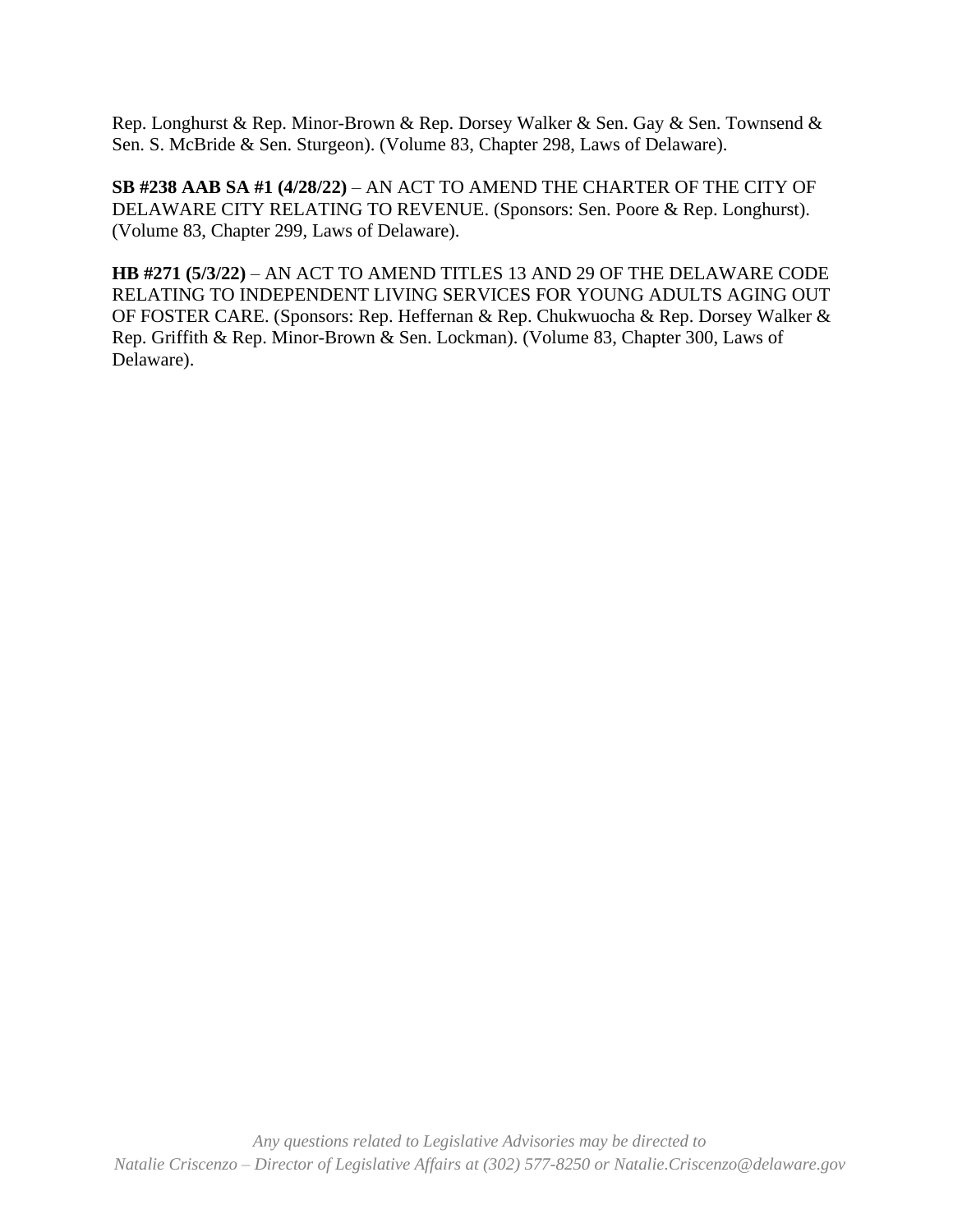Rep. Longhurst & Rep. Minor-Brown & Rep. Dorsey Walker & Sen. Gay & Sen. Townsend & Sen. S. McBride & Sen. Sturgeon). (Volume 83, Chapter 298, Laws of Delaware).

**SB #238 AAB SA #1 (4/28/22)** – AN ACT TO AMEND THE CHARTER OF THE CITY OF DELAWARE CITY RELATING TO REVENUE. (Sponsors: Sen. Poore & Rep. Longhurst). (Volume 83, Chapter 299, Laws of Delaware).

**HB #271 (5/3/22)** – AN ACT TO AMEND TITLES 13 AND 29 OF THE DELAWARE CODE RELATING TO INDEPENDENT LIVING SERVICES FOR YOUNG ADULTS AGING OUT OF FOSTER CARE. (Sponsors: Rep. Heffernan & Rep. Chukwuocha & Rep. Dorsey Walker & Rep. Griffith & Rep. Minor-Brown & Sen. Lockman). (Volume 83, Chapter 300, Laws of Delaware).

*Any questions related to Legislative Advisories may be directed to*
*Natalie Criscenzo – Director of Legislative Affairs at (302) 577-8250 or Natalie.Criscenzo@delaware.gov*